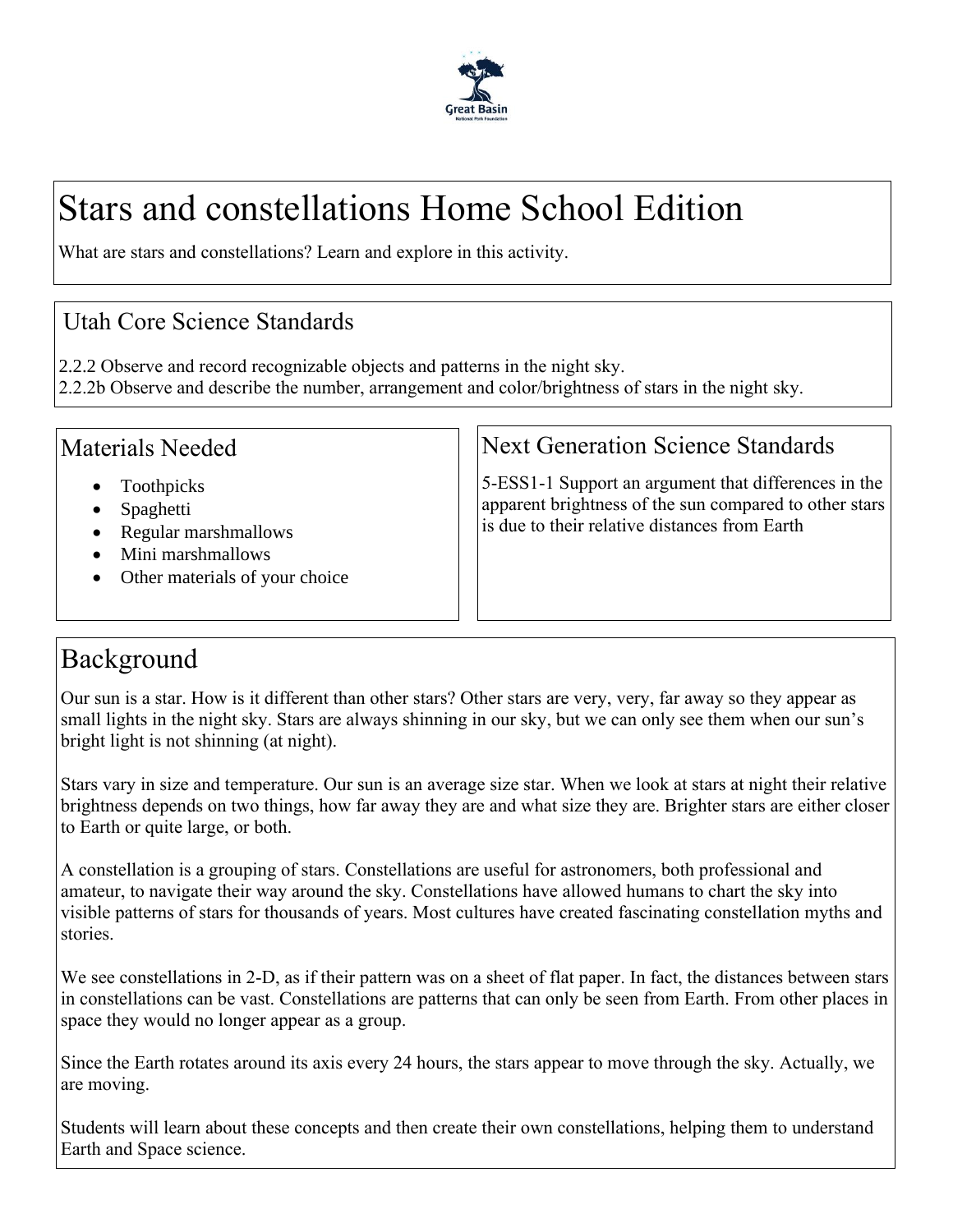# Stars and constellations Home School Edition

What are stars and constellations? Learn and explore in this activity.

## Utah Core Science Standards

2.2.2 Observe and record recognizable objects and patterns in the night sky.
2.2.2b Observe and describe the number, arrangement and color/brightness of stars in the night sky.

## Materials Needed

- Toothpicks
- Spaghetti
- Regular marshmallows
- Mini marshmallows
- Other materials of your choice

## Next Generation Science Standards

5-ESS1-1 Support an argument that differences in the apparent brightness of the sun compared to other stars is due to their relative distances from Earth

## Background

Our sun is a star. How is it different than other stars? Other stars are very, very, far away so they appear as small lights in the night sky. Stars are always shinning in our sky, but we can only see them when our sun's bright light is not shinning (at night).

Stars vary in size and temperature. Our sun is an average size star. When we look at stars at night their relative brightness depends on two things, how far away they are and what size they are. Brighter stars are either closer to Earth or quite large, or both.

A constellation is a grouping of stars. Constellations are useful for astronomers, both professional and amateur, to navigate their way around the sky. Constellations have allowed humans to chart the sky into visible patterns of stars for thousands of years. Most cultures have created fascinating constellation myths and stories.

We see constellations in 2-D, as if their pattern was on a sheet of flat paper. In fact, the distances between stars in constellations can be vast. Constellations are patterns that can only be seen from Earth. From other places in space they would no longer appear as a group.

Since the Earth rotates around its axis every 24 hours, the stars appear to move through the sky. Actually, we are moving.

Students will learn about these concepts and then create their own constellations, helping them to understand Earth and Space science.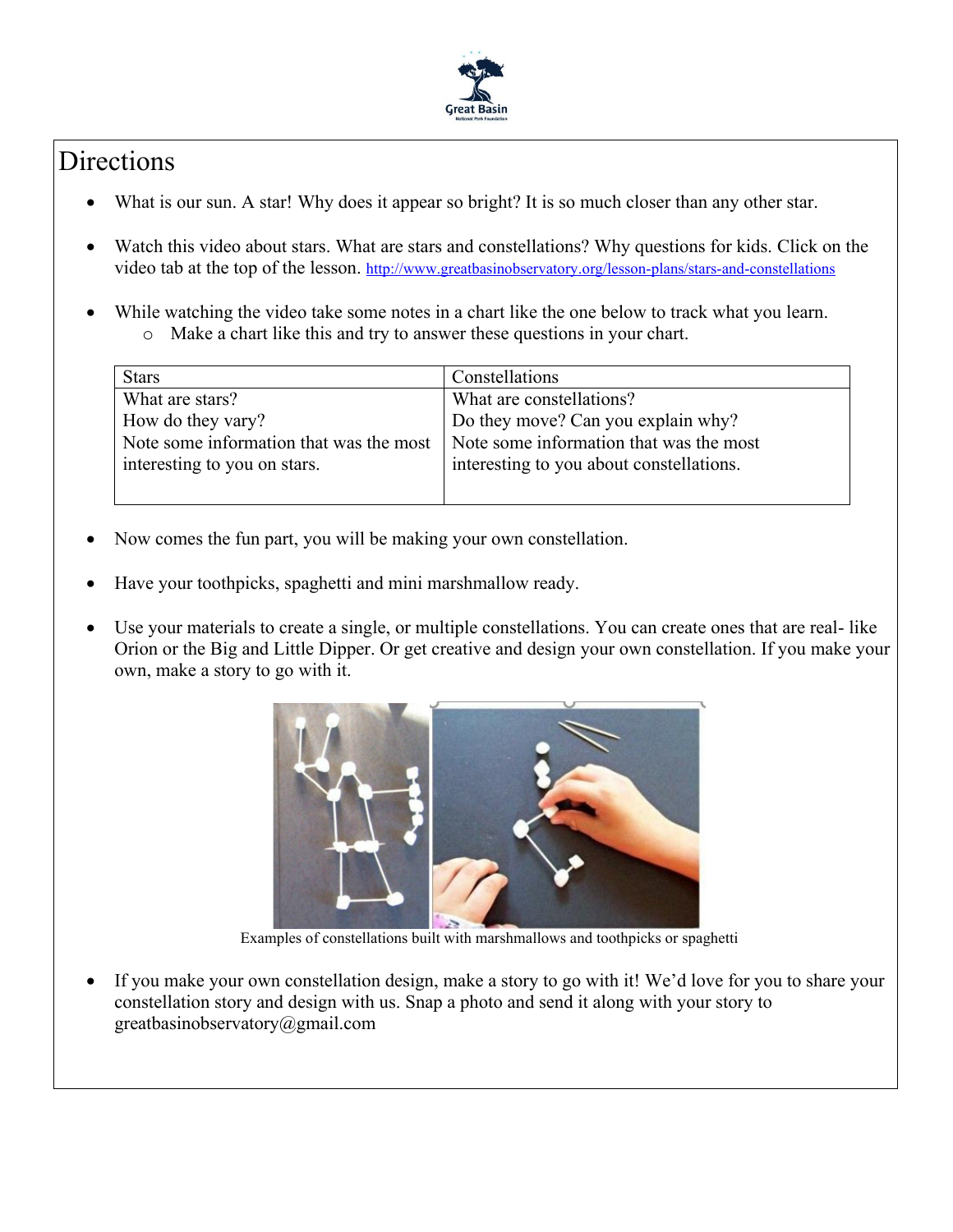# Directions

- What is our sun. A star! Why does it appear so bright? It is so much closer than any other star.
- Watch this video about stars. What are stars and constellations? Why questions for kids. Click on the video tab at the top of the lesson. http://www.greatbasinobservatory.org/lesson-plans/stars-and-constellations
- While watching the video take some notes in a chart like the one below to track what you learn.
  - Make a chart like this and try to answer these questions in your chart.

| Stars | Constellations |
|---|---|
| What are stars?<br>How do they vary?<br>Note some information that was the most interesting to you on stars. | What are constellations?<br>Do they move? Can you explain why?<br>Note some information that was the most interesting to you about constellations. |

- Now comes the fun part, you will be making your own constellation.
- Have your toothpicks, spaghetti and mini marshmallow ready.
- Use your materials to create a single, or multiple constellations. You can create ones that are real- like Orion or the Big and Little Dipper. Or get creative and design your own constellation. If you make your own, make a story to go with it.

Examples of constellations built with marshmallows and toothpicks or spaghetti

- If you make your own constellation design, make a story to go with it! We'd love for you to share your constellation story and design with us. Snap a photo and send it along with your story to greatbasinobservatory@gmail.com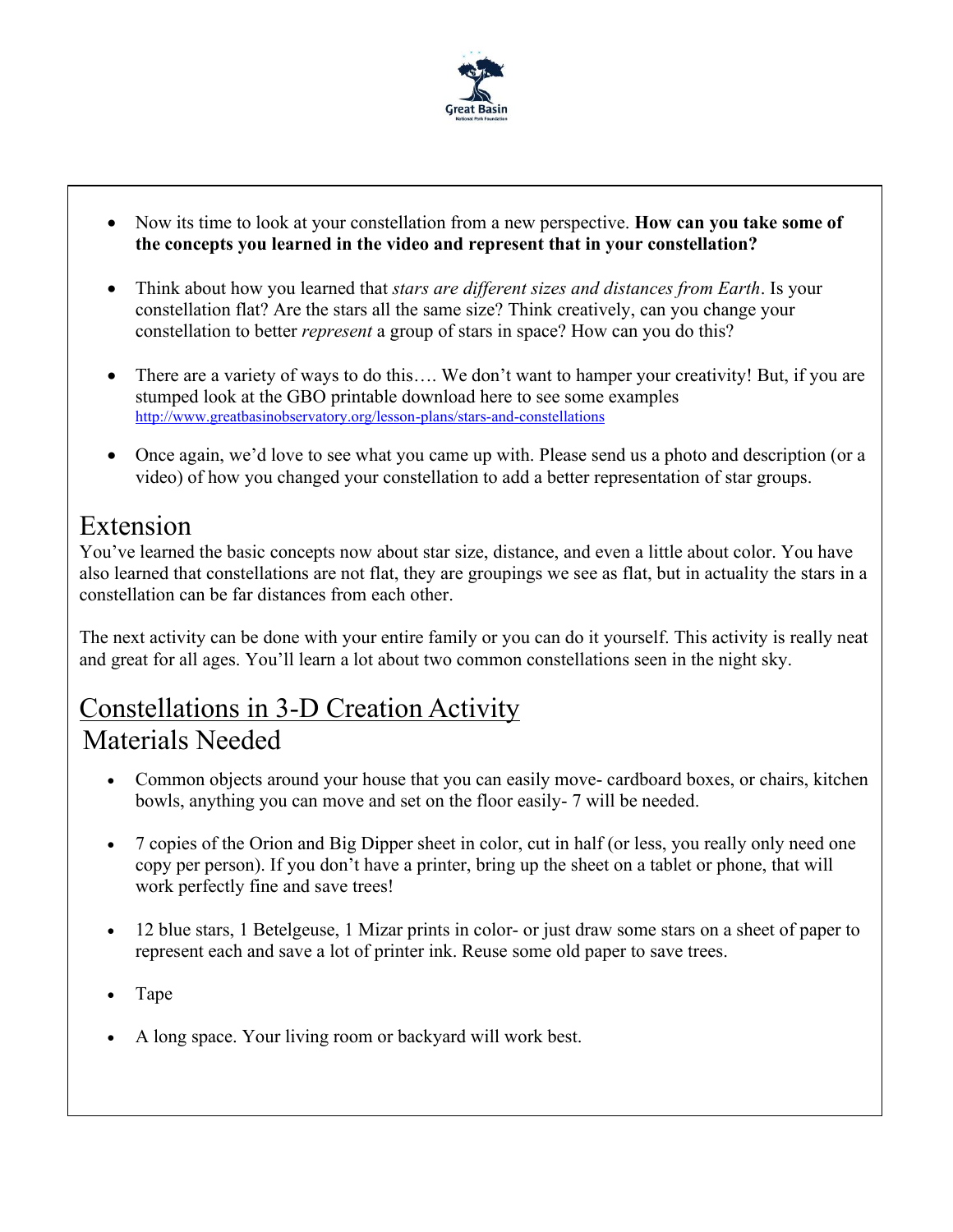- Now its time to look at your constellation from a new perspective. **How can you take some of the concepts you learned in the video and represent that in your constellation?**

- Think about how you learned that *stars are different sizes and distances from Earth*. Is your constellation flat? Are the stars all the same size? Think creatively, can you change your constellation to better *represent* a group of stars in space? How can you do this?

- There are a variety of ways to do this…. We don't want to hamper your creativity! But, if you are stumped look at the GBO printable download here to see some examples http://www.greatbasinobservatory.org/lesson-plans/stars-and-constellations

- Once again, we'd love to see what you came up with. Please send us a photo and description (or a video) of how you changed your constellation to add a better representation of star groups.

## Extension

You've learned the basic concepts now about star size, distance, and even a little about color. You have also learned that constellations are not flat, they are groupings we see as flat, but in actuality the stars in a constellation can be far distances from each other.

The next activity can be done with your entire family or you can do it yourself. This activity is really neat and great for all ages. You'll learn a lot about two common constellations seen in the night sky.

## Constellations in 3-D Creation Activity

### Materials Needed

- Common objects around your house that you can easily move- cardboard boxes, or chairs, kitchen bowls, anything you can move and set on the floor easily- 7 will be needed.

- 7 copies of the Orion and Big Dipper sheet in color, cut in half (or less, you really only need one copy per person). If you don't have a printer, bring up the sheet on a tablet or phone, that will work perfectly fine and save trees!

- 12 blue stars, 1 Betelgeuse, 1 Mizar prints in color- or just draw some stars on a sheet of paper to represent each and save a lot of printer ink. Reuse some old paper to save trees.

- Tape

- A long space. Your living room or backyard will work best.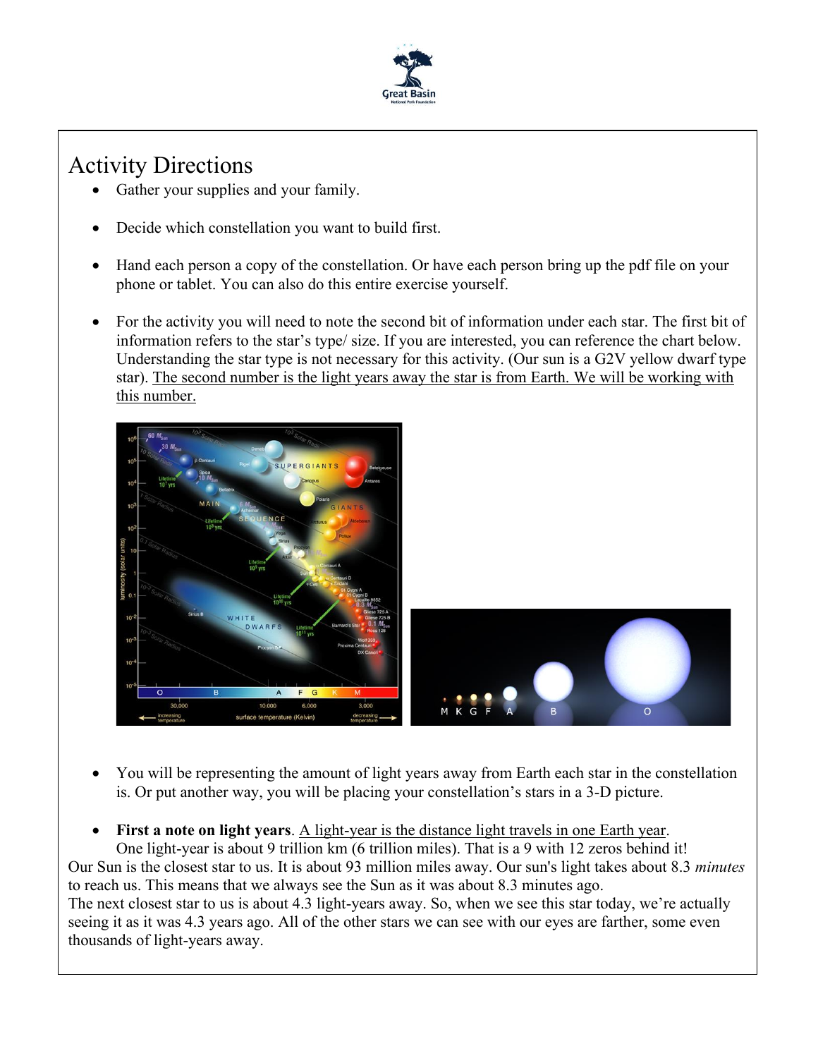# Activity Directions

- Gather your supplies and your family.
- Decide which constellation you want to build first.
- Hand each person a copy of the constellation. Or have each person bring up the pdf file on your phone or tablet. You can also do this entire exercise yourself.
- For the activity you will need to note the second bit of information under each star. The first bit of information refers to the star's type/ size. If you are interested, you can reference the chart below. Understanding the star type is not necessary for this activity. (Our sun is a G2V yellow dwarf type star). The second number is the light years away the star is from Earth. We will be working with this number.
- You will be representing the amount of light years away from Earth each star in the constellation is. Or put another way, you will be placing your constellation's stars in a 3-D picture.
- **First a note on light years**. A light-year is the distance light travels in one Earth year.
  One light-year is about 9 trillion km (6 trillion miles). That is a 9 with 12 zeros behind it!

Our Sun is the closest star to us. It is about 93 million miles away. Our sun's light takes about 8.3 *minutes* to reach us. This means that we always see the Sun as it was about 8.3 minutes ago.
The next closest star to us is about 4.3 light-years away. So, when we see this star today, we're actually seeing it as it was 4.3 years ago. All of the other stars we can see with our eyes are farther, some even thousands of light-years away.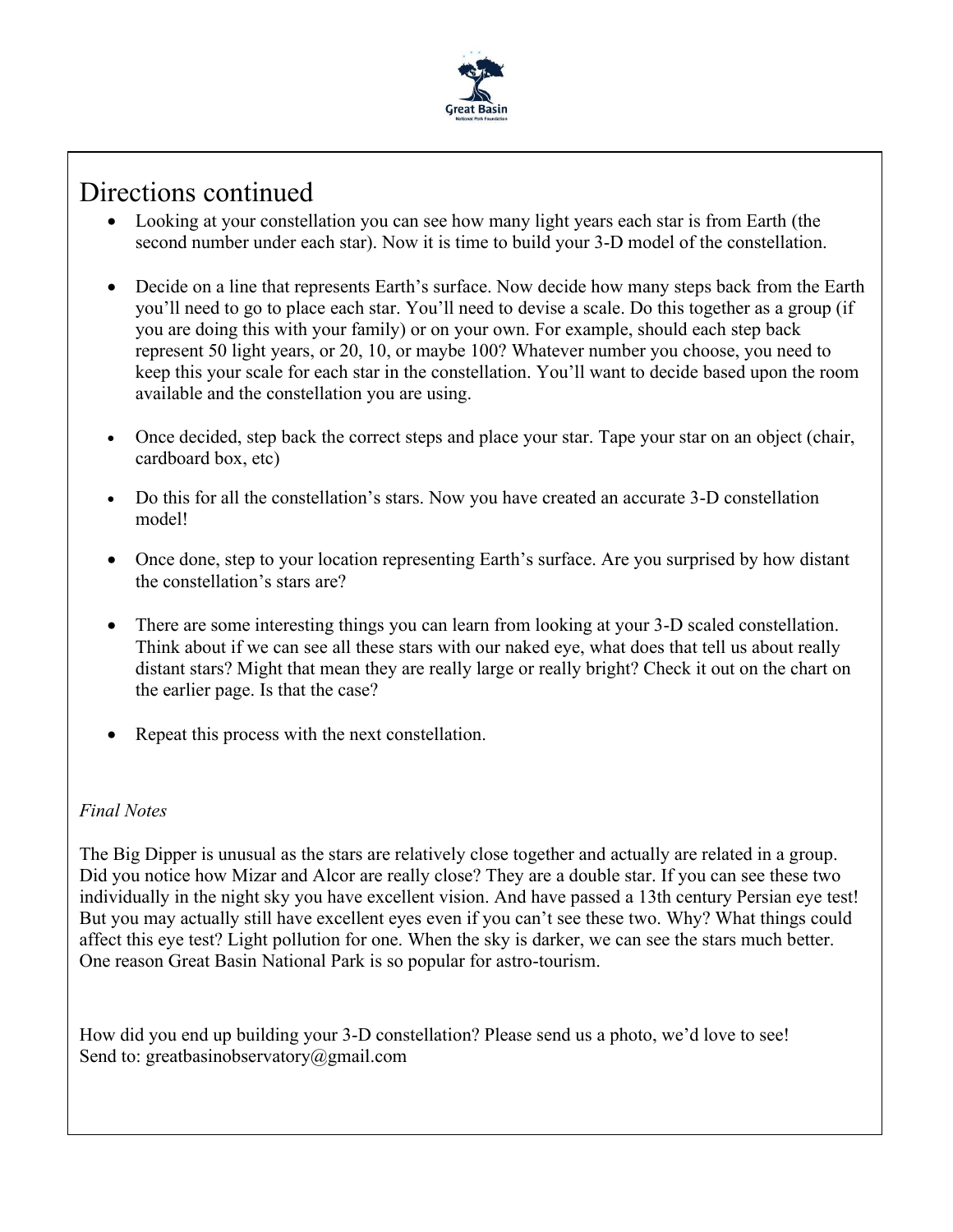# Directions continued

- Looking at your constellation you can see how many light years each star is from Earth (the second number under each star). Now it is time to build your 3-D model of the constellation.

- Decide on a line that represents Earth's surface. Now decide how many steps back from the Earth you'll need to go to place each star. You'll need to devise a scale. Do this together as a group (if you are doing this with your family) or on your own. For example, should each step back represent 50 light years, or 20, 10, or maybe 100? Whatever number you choose, you need to keep this your scale for each star in the constellation. You'll want to decide based upon the room available and the constellation you are using.

- Once decided, step back the correct steps and place your star. Tape your star on an object (chair, cardboard box, etc)

- Do this for all the constellation's stars. Now you have created an accurate 3-D constellation model!

- Once done, step to your location representing Earth's surface. Are you surprised by how distant the constellation's stars are?

- There are some interesting things you can learn from looking at your 3-D scaled constellation. Think about if we can see all these stars with our naked eye, what does that tell us about really distant stars? Might that mean they are really large or really bright? Check it out on the chart on the earlier page. Is that the case?

- Repeat this process with the next constellation.

*Final Notes*

The Big Dipper is unusual as the stars are relatively close together and actually are related in a group. Did you notice how Mizar and Alcor are really close? They are a double star. If you can see these two individually in the night sky you have excellent vision. And have passed a 13th century Persian eye test! But you may actually still have excellent eyes even if you can't see these two. Why? What things could affect this eye test? Light pollution for one. When the sky is darker, we can see the stars much better. One reason Great Basin National Park is so popular for astro-tourism.

How did you end up building your 3-D constellation? Please send us a photo, we'd love to see!
Send to: greatbasinobservatory@gmail.com